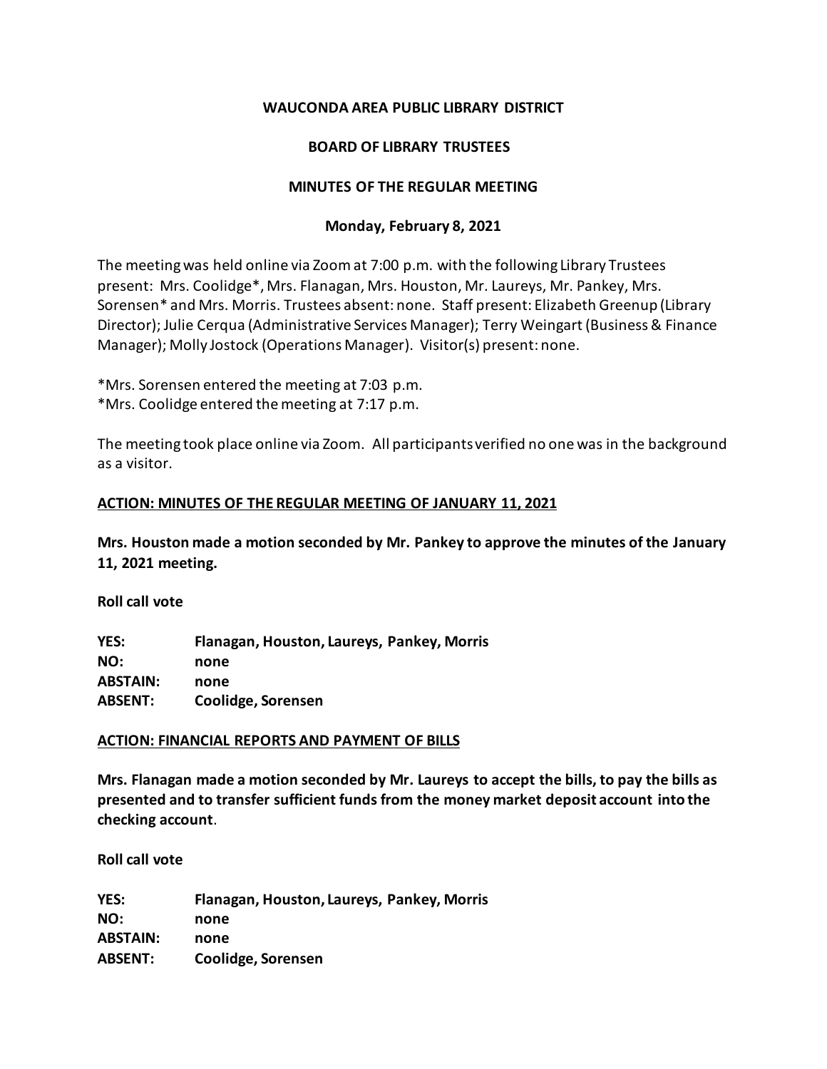**WAUCONDA AREA PUBLIC LIBRARY DISTRICT**

**BOARD OF LIBRARY TRUSTEES**

**MINUTES OF THE REGULAR MEETING**

**Monday, February 8, 2021**

The meeting was held online via Zoom at 7:00 p.m. with the following Library Trustees present: Mrs. Coolidge*, Mrs. Flanagan, Mrs. Houston, Mr. Laureys, Mr. Pankey, Mrs. Sorensen* and Mrs. Morris. Trustees absent: none. Staff present: Elizabeth Greenup (Library Director); Julie Cerqua (Administrative Services Manager); Terry Weingart (Business & Finance Manager); Molly Jostock (Operations Manager). Visitor(s) present: none.

*Mrs. Sorensen entered the meeting at 7:03 p.m.
*Mrs. Coolidge entered the meeting at 7:17 p.m.

The meeting took place online via Zoom. All participants verified no one was in the background as a visitor.

**ACTION: MINUTES OF THE REGULAR MEETING OF JANUARY 11, 2021**

**Mrs. Houston made a motion seconded by Mr. Pankey to approve the minutes of the January 11, 2021 meeting.**

**Roll call vote**

| | |
|---|---|
| **YES:** | **Flanagan, Houston, Laureys, Pankey, Morris** |
| **NO:** | **none** |
| **ABSTAIN:** | **none** |
| **ABSENT:** | **Coolidge, Sorensen** |

**ACTION: FINANCIAL REPORTS AND PAYMENT OF BILLS**

**Mrs. Flanagan made a motion seconded by Mr. Laureys to accept the bills, to pay the bills as presented and to transfer sufficient funds from the money market deposit account into the checking account**.

**Roll call vote**

| | |
|---|---|
| **YES:** | **Flanagan, Houston, Laureys, Pankey, Morris** |
| **NO:** | **none** |
| **ABSTAIN:** | **none** |
| **ABSENT:** | **Coolidge, Sorensen** |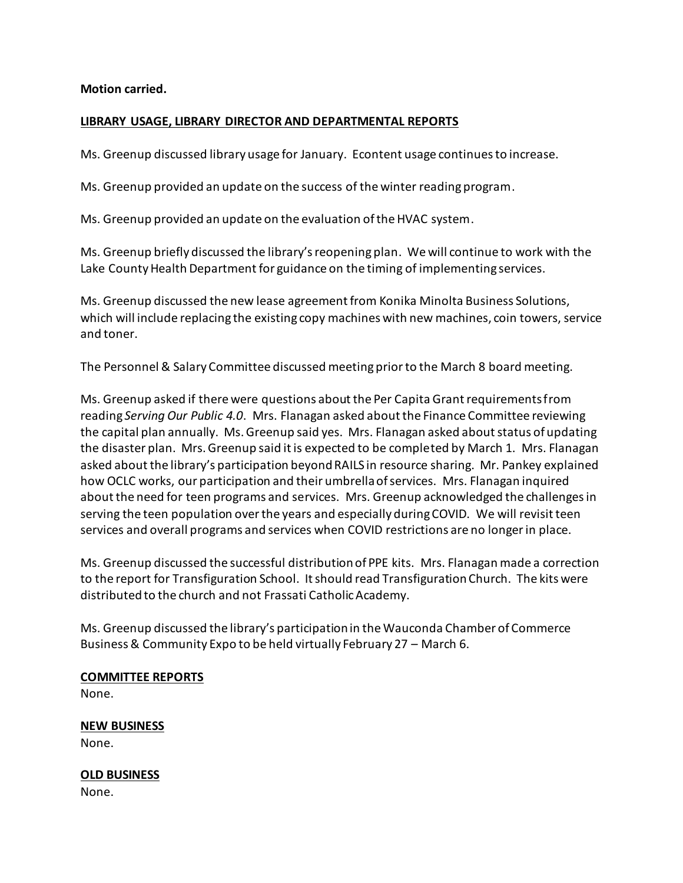**Motion carried.**

**LIBRARY USAGE, LIBRARY DIRECTOR AND DEPARTMENTAL REPORTS**

Ms. Greenup discussed library usage for January. Econtent usage continues to increase.

Ms. Greenup provided an update on the success of the winter reading program.

Ms. Greenup provided an update on the evaluation of the HVAC system.

Ms. Greenup briefly discussed the library's reopening plan. We will continue to work with the Lake County Health Department for guidance on the timing of implementing services.

Ms. Greenup discussed the new lease agreement from Konika Minolta Business Solutions, which will include replacing the existing copy machines with new machines, coin towers, service and toner.

The Personnel & Salary Committee discussed meeting prior to the March 8 board meeting.

Ms. Greenup asked if there were questions about the Per Capita Grant requirements from reading *Serving Our Public 4.0*. Mrs. Flanagan asked about the Finance Committee reviewing the capital plan annually. Ms. Greenup said yes. Mrs. Flanagan asked about status of updating the disaster plan. Mrs. Greenup said it is expected to be completed by March 1. Mrs. Flanagan asked about the library's participation beyond RAILS in resource sharing. Mr. Pankey explained how OCLC works, our participation and their umbrella of services. Mrs. Flanagan inquired about the need for teen programs and services. Mrs. Greenup acknowledged the challenges in serving the teen population over the years and especially during COVID. We will revisit teen services and overall programs and services when COVID restrictions are no longer in place.

Ms. Greenup discussed the successful distribution of PPE kits. Mrs. Flanagan made a correction to the report for Transfiguration School. It should read Transfiguration Church. The kits were distributed to the church and not Frassati Catholic Academy.

Ms. Greenup discussed the library's participation in the Wauconda Chamber of Commerce Business & Community Expo to be held virtually February 27 – March 6.

**COMMITTEE REPORTS**
None.

**NEW BUSINESS**
None.

**OLD BUSINESS**
None.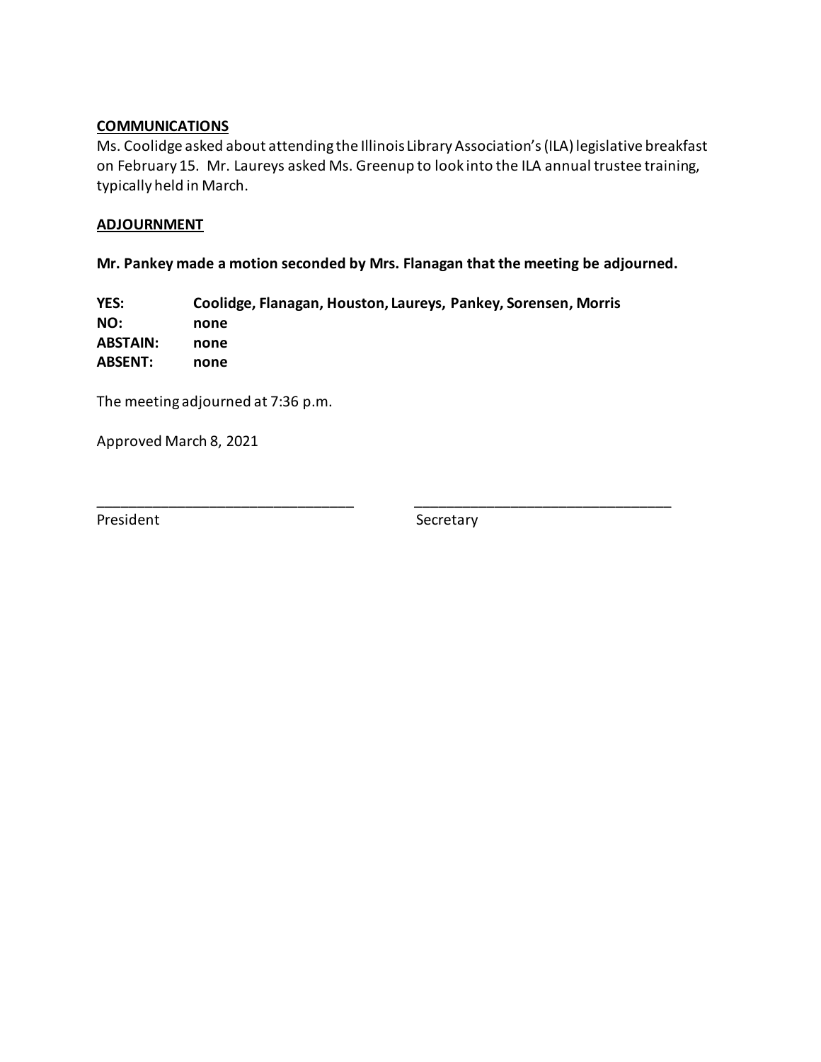**COMMUNICATIONS**

Ms. Coolidge asked about attending the Illinois Library Association's (ILA) legislative breakfast on February 15. Mr. Laureys asked Ms. Greenup to look into the ILA annual trustee training, typically held in March.

**ADJOURNMENT**

**Mr. Pankey made a motion seconded by Mrs. Flanagan that the meeting be adjourned.**

| | |
|---|---|
| **YES:** | **Coolidge, Flanagan, Houston, Laureys, Pankey, Sorensen, Morris** |
| **NO:** | **none** |
| **ABSTAIN:** | **none** |
| **ABSENT:** | **none** |

The meeting adjourned at 7:36 p.m.

Approved March 8, 2021

_________________________________ _________________________________

President Secretary